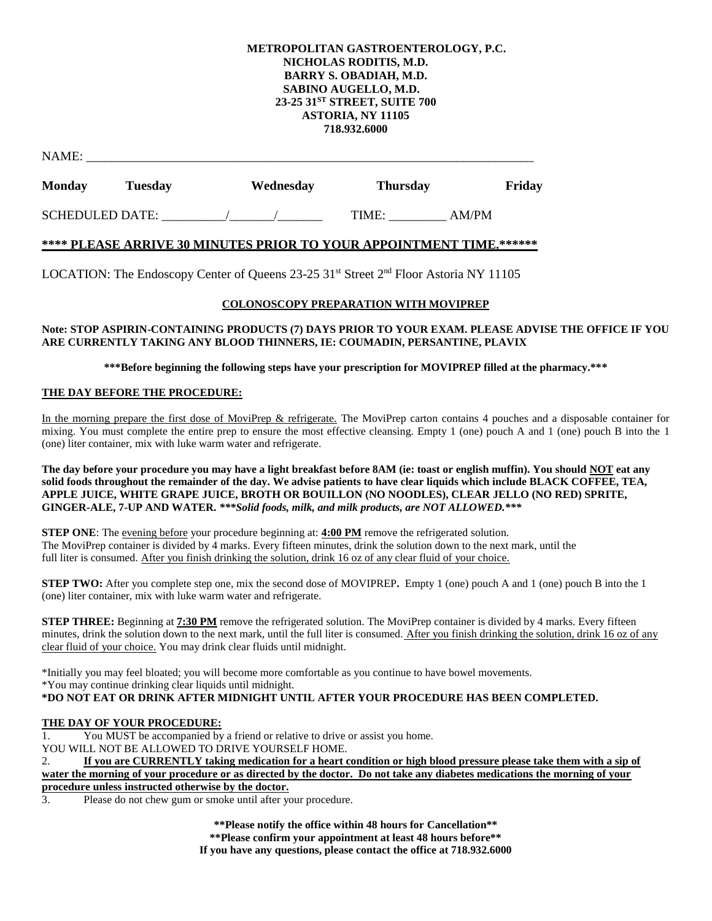**METROPOLITAN GASTROENTEROLOGY, P.C.**
**NICHOLAS RODITIS, M.D.**
**BARRY S. OBADIAH, M.D.**
**SABINO AUGELLO, M.D.**
**23-25 31ST STREET, SUITE 700**
**ASTORIA, NY 11105**
**718.932.6000**

NAME: ___________________________________________________________________________

**Monday** **Tuesday** **Wednesday** **Thursday** **Friday**

SCHEDULED DATE: __________/_______/_______ TIME: _________ AM/PM

**\*\*\*\* PLEASE ARRIVE 30 MINUTES PRIOR TO YOUR APPOINTMENT TIME.\*\*\*\*\*\***

LOCATION: The Endoscopy Center of Queens 23-25 31st Street 2nd Floor Astoria NY 11105

## COLONOSCOPY PREPARATION WITH MOVIPREP

**Note: STOP ASPIRIN-CONTAINING PRODUCTS (7) DAYS PRIOR TO YOUR EXAM. PLEASE ADVISE THE OFFICE IF YOU ARE CURRENTLY TAKING ANY BLOOD THINNERS, IE: COUMADIN, PERSANTINE, PLAVIX**

**\*\*\*Before beginning the following steps have your prescription for MOVIPREP filled at the pharmacy.\*\*\***

### THE DAY BEFORE THE PROCEDURE:

In the morning prepare the first dose of MoviPrep & refrigerate. The MoviPrep carton contains 4 pouches and a disposable container for mixing. You must complete the entire prep to ensure the most effective cleansing. Empty 1 (one) pouch A and 1 (one) pouch B into the 1 (one) liter container, mix with luke warm water and refrigerate.

**The day before your procedure you may have a light breakfast before 8AM (ie: toast or english muffin). You should NOT eat any solid foods throughout the remainder of the day. We advise patients to have clear liquids which include BLACK COFFEE, TEA, APPLE JUICE, WHITE GRAPE JUICE, BROTH OR BOUILLON (NO NOODLES), CLEAR JELLO (NO RED) SPRITE, GINGER-ALE, 7-UP AND WATER. *\*\*\*Solid foods, milk, and milk products, are NOT ALLOWED.\*\*\****

**STEP ONE**: The evening before your procedure beginning at: **4:00 PM** remove the refrigerated solution. The MoviPrep container is divided by 4 marks. Every fifteen minutes, drink the solution down to the next mark, until the full liter is consumed. After you finish drinking the solution, drink 16 oz of any clear fluid of your choice.

**STEP TWO:** After you complete step one, mix the second dose of MOVIPREP**.** Empty 1 (one) pouch A and 1 (one) pouch B into the 1 (one) liter container, mix with luke warm water and refrigerate.

**STEP THREE:** Beginning at **7:30 PM** remove the refrigerated solution. The MoviPrep container is divided by 4 marks. Every fifteen minutes, drink the solution down to the next mark, until the full liter is consumed. After you finish drinking the solution, drink 16 oz of any clear fluid of your choice. You may drink clear fluids until midnight.

\*Initially you may feel bloated; you will become more comfortable as you continue to have bowel movements.
\*You may continue drinking clear liquids until midnight.
**\*DO NOT EAT OR DRINK AFTER MIDNIGHT UNTIL AFTER YOUR PROCEDURE HAS BEEN COMPLETED.**

### THE DAY OF YOUR PROCEDURE:

1. You MUST be accompanied by a friend or relative to drive or assist you home.
YOU WILL NOT BE ALLOWED TO DRIVE YOURSELF HOME.
2. **If you are CURRENTLY taking medication for a heart condition or high blood pressure please take them with a sip of water the morning of your procedure or as directed by the doctor. Do not take any diabetes medications the morning of your procedure unless instructed otherwise by the doctor.**
3. Please do not chew gum or smoke until after your procedure.

**\*\*Please notify the office within 48 hours for Cancellation\*\***
**\*\*Please confirm your appointment at least 48 hours before\*\***
**If you have any questions, please contact the office at 718.932.6000**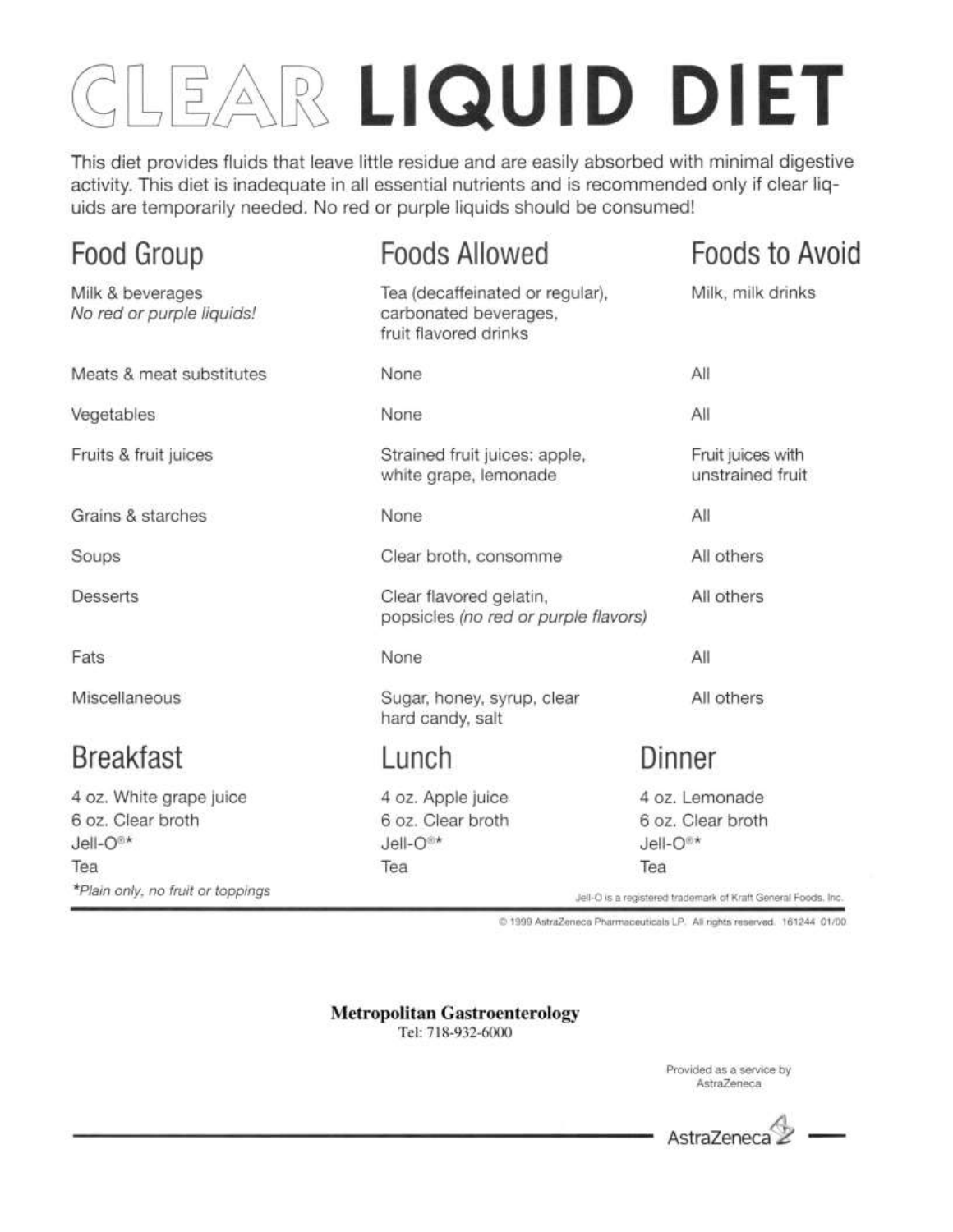# CLEAR LIQUID DIET

This diet provides fluids that leave little residue and are easily absorbed with minimal digestive activity. This diet is inadequate in all essential nutrients and is recommended only if clear liquids are temporarily needed. No red or purple liquids should be consumed!

| Food Group | Foods Allowed | Foods to Avoid |
|---|---|---|
| Milk & beverages *No red or purple liquids!* | Tea (decaffeinated or regular), carbonated beverages, fruit flavored drinks | Milk, milk drinks |
| Meats & meat substitutes | None | All |
| Vegetables | None | All |
| Fruits & fruit juices | Strained fruit juices: apple, white grape, lemonade | Fruit juices with unstrained fruit |
| Grains & starches | None | All |
| Soups | Clear broth, consomme | All others |
| Desserts | Clear flavored gelatin, popsicles *(no red or purple flavors)* | All others |
| Fats | None | All |
| Miscellaneous | Sugar, honey, syrup, clear hard candy, salt | All others |

| Breakfast | Lunch | Dinner |
|---|---|---|
| 4 oz. White grape juice | 4 oz. Apple juice | 4 oz. Lemonade |
| 6 oz. Clear broth | 6 oz. Clear broth | 6 oz. Clear broth |
| Jell-O®* | Jell-O®* | Jell-O®* |
| Tea | Tea | Tea |

*Plain only, no fruit or toppings*

Jell-O is a registered trademark of Kraft General Foods, Inc.

© 1999 AstraZeneca Pharmaceuticals LP. All rights reserved. 161244 01/00

**Metropolitan Gastroenterology**
Tel: 718-932-6000

Provided as a service by AstraZeneca

AstraZeneca